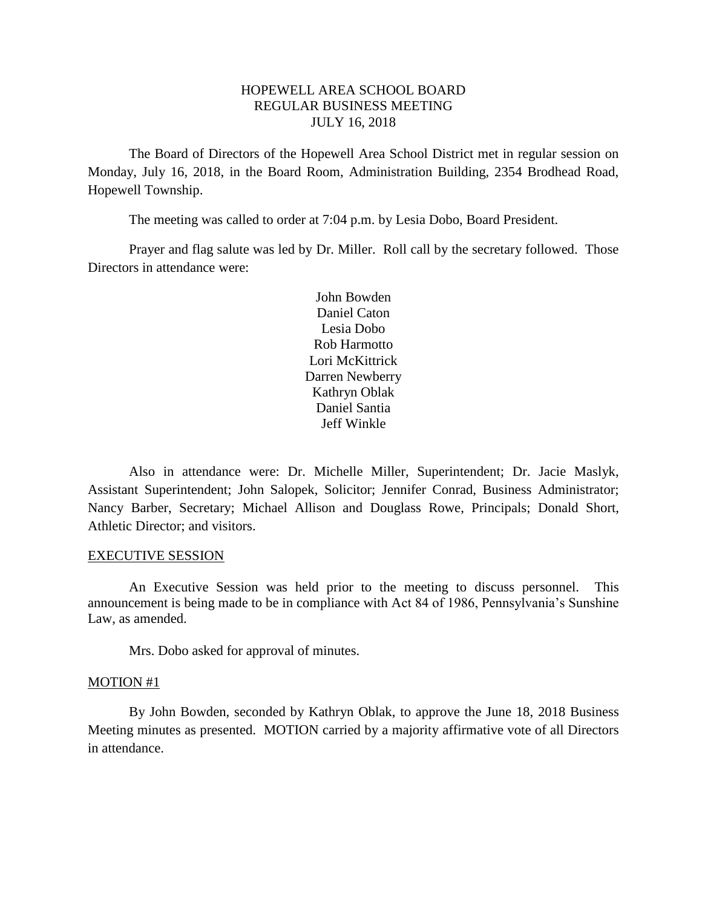# HOPEWELL AREA SCHOOL BOARD
## REGULAR BUSINESS MEETING
### JULY 16, 2018

The Board of Directors of the Hopewell Area School District met in regular session on Monday, July 16, 2018, in the Board Room, Administration Building, 2354 Brodhead Road, Hopewell Township.

The meeting was called to order at 7:04 p.m. by Lesia Dobo, Board President.

Prayer and flag salute was led by Dr. Miller. Roll call by the secretary followed. Those Directors in attendance were:

John Bowden  
Daniel Caton  
Lesia Dobo  
Rob Harmotto  
Lori McKittrick  
Darren Newberry  
Kathryn Oblak  
Daniel Santia  
Jeff Winkle

Also in attendance were: Dr. Michelle Miller, Superintendent; Dr. Jacie Maslyk, Assistant Superintendent; John Salopek, Solicitor; Jennifer Conrad, Business Administrator; Nancy Barber, Secretary; Michael Allison and Douglass Rowe, Principals; Donald Short, Athletic Director; and visitors.

EXECUTIVE SESSION

An Executive Session was held prior to the meeting to discuss personnel. This announcement is being made to be in compliance with Act 84 of 1986, Pennsylvania's Sunshine Law, as amended.

Mrs. Dobo asked for approval of minutes.

MOTION #1

By John Bowden, seconded by Kathryn Oblak, to approve the June 18, 2018 Business Meeting minutes as presented. MOTION carried by a majority affirmative vote of all Directors in attendance.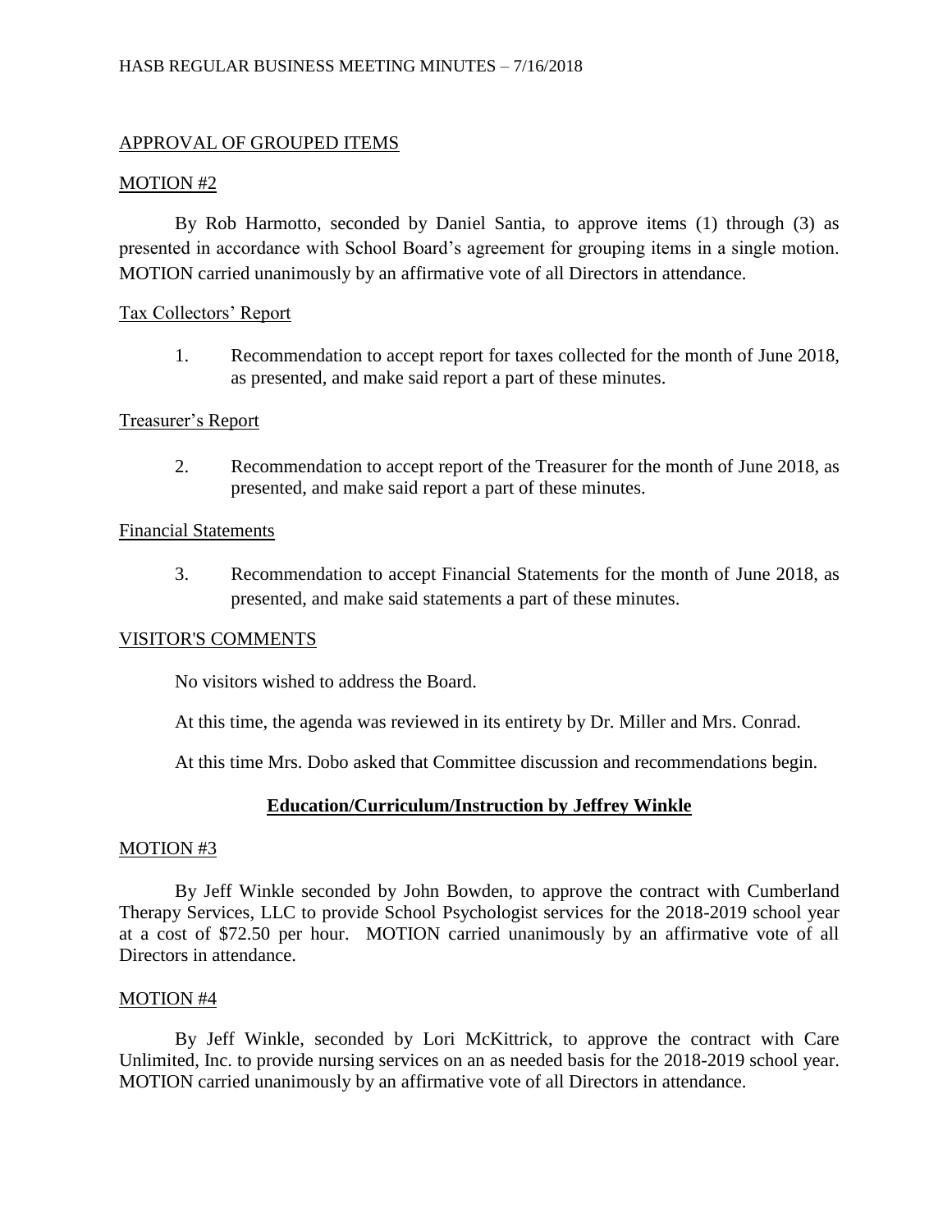## APPROVAL OF GROUPED ITEMS

### MOTION #2

By Rob Harmotto, seconded by Daniel Santia, to approve items (1) through (3) as presented in accordance with School Board's agreement for grouping items in a single motion. MOTION carried unanimously by an affirmative vote of all Directors in attendance.

### Tax Collectors' Report

1. Recommendation to accept report for taxes collected for the month of June 2018, as presented, and make said report a part of these minutes.

### Treasurer's Report

2. Recommendation to accept report of the Treasurer for the month of June 2018, as presented, and make said report a part of these minutes.

### Financial Statements

3. Recommendation to accept Financial Statements for the month of June 2018, as presented, and make said statements a part of these minutes.

## VISITOR'S COMMENTS

No visitors wished to address the Board.

At this time, the agenda was reviewed in its entirety by Dr. Miller and Mrs. Conrad.

At this time Mrs. Dobo asked that Committee discussion and recommendations begin.

## **Education/Curriculum/Instruction by Jeffrey Winkle**

### MOTION #3

By Jeff Winkle seconded by John Bowden, to approve the contract with Cumberland Therapy Services, LLC to provide School Psychologist services for the 2018-2019 school year at a cost of $72.50 per hour. MOTION carried unanimously by an affirmative vote of all Directors in attendance.

### MOTION #4

By Jeff Winkle, seconded by Lori McKittrick, to approve the contract with Care Unlimited, Inc. to provide nursing services on an as needed basis for the 2018-2019 school year. MOTION carried unanimously by an affirmative vote of all Directors in attendance.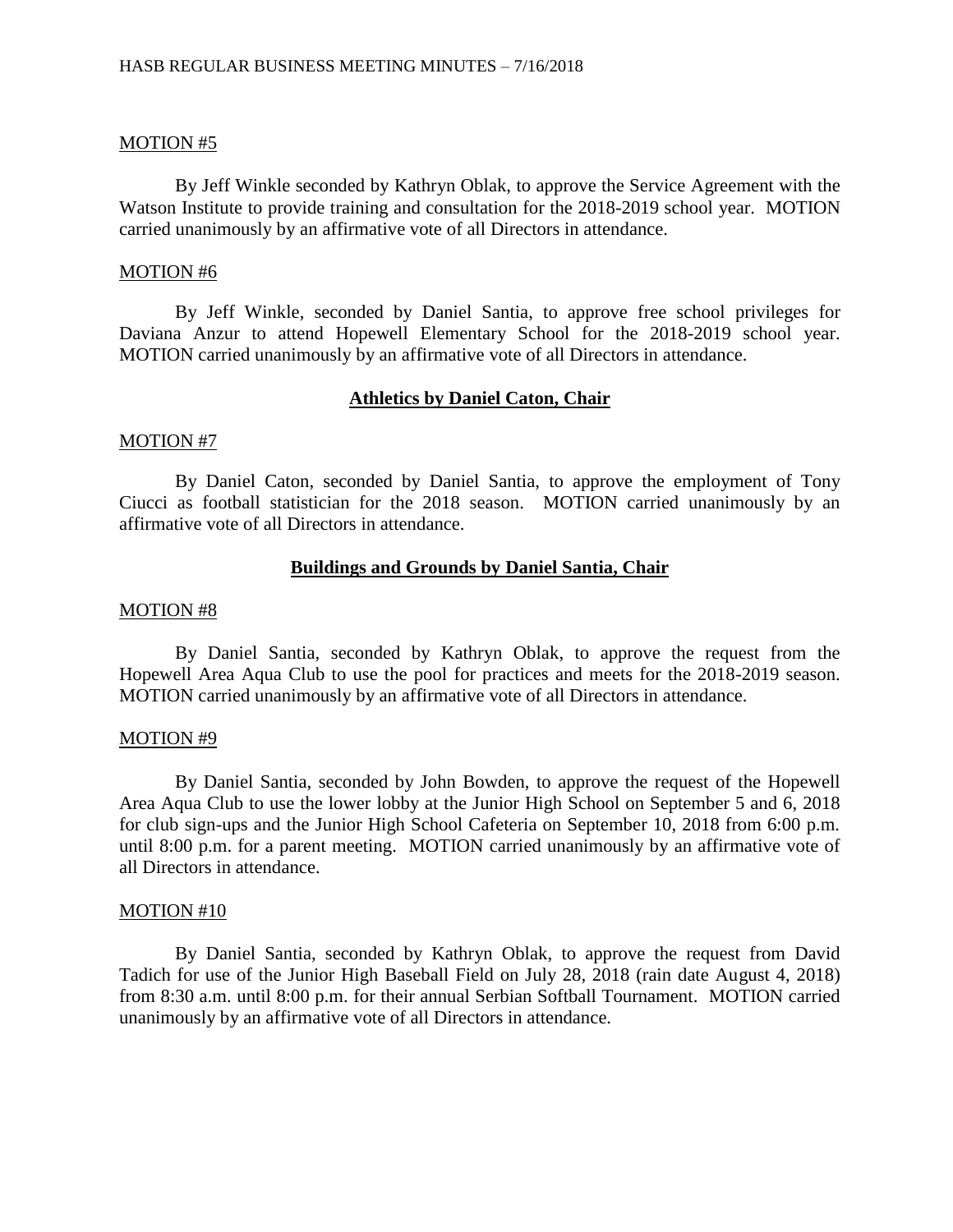MOTION #5

By Jeff Winkle seconded by Kathryn Oblak, to approve the Service Agreement with the Watson Institute to provide training and consultation for the 2018-2019 school year. MOTION carried unanimously by an affirmative vote of all Directors in attendance.

MOTION #6

By Jeff Winkle, seconded by Daniel Santia, to approve free school privileges for Daviana Anzur to attend Hopewell Elementary School for the 2018-2019 school year. MOTION carried unanimously by an affirmative vote of all Directors in attendance.

**Athletics by Daniel Caton, Chair**

MOTION #7

By Daniel Caton, seconded by Daniel Santia, to approve the employment of Tony Ciucci as football statistician for the 2018 season. MOTION carried unanimously by an affirmative vote of all Directors in attendance.

**Buildings and Grounds by Daniel Santia, Chair**

MOTION #8

By Daniel Santia, seconded by Kathryn Oblak, to approve the request from the Hopewell Area Aqua Club to use the pool for practices and meets for the 2018-2019 season. MOTION carried unanimously by an affirmative vote of all Directors in attendance.

MOTION #9

By Daniel Santia, seconded by John Bowden, to approve the request of the Hopewell Area Aqua Club to use the lower lobby at the Junior High School on September 5 and 6, 2018 for club sign-ups and the Junior High School Cafeteria on September 10, 2018 from 6:00 p.m. until 8:00 p.m. for a parent meeting. MOTION carried unanimously by an affirmative vote of all Directors in attendance.

MOTION #10

By Daniel Santia, seconded by Kathryn Oblak, to approve the request from David Tadich for use of the Junior High Baseball Field on July 28, 2018 (rain date August 4, 2018) from 8:30 a.m. until 8:00 p.m. for their annual Serbian Softball Tournament. MOTION carried unanimously by an affirmative vote of all Directors in attendance.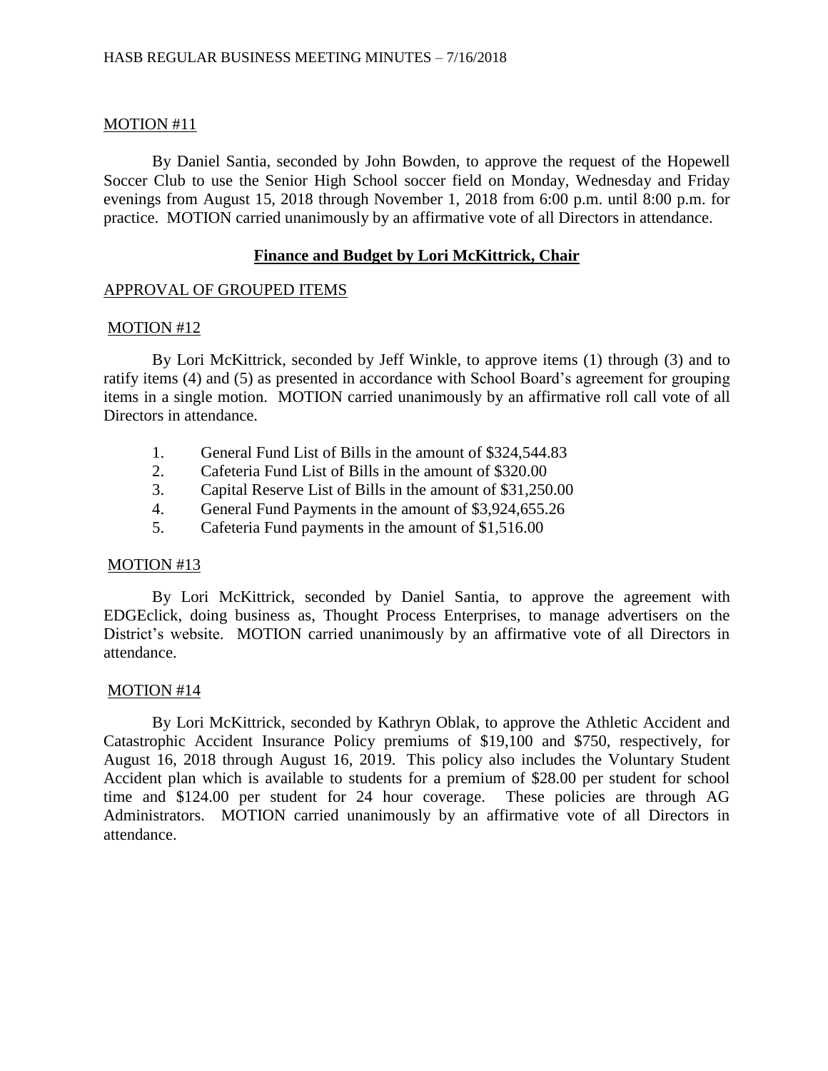MOTION #11

By Daniel Santia, seconded by John Bowden, to approve the request of the Hopewell Soccer Club to use the Senior High School soccer field on Monday, Wednesday and Friday evenings from August 15, 2018 through November 1, 2018 from 6:00 p.m. until 8:00 p.m. for practice. MOTION carried unanimously by an affirmative vote of all Directors in attendance.

## **Finance and Budget by Lori McKittrick, Chair**

APPROVAL OF GROUPED ITEMS

MOTION #12

By Lori McKittrick, seconded by Jeff Winkle, to approve items (1) through (3) and to ratify items (4) and (5) as presented in accordance with School Board's agreement for grouping items in a single motion. MOTION carried unanimously by an affirmative roll call vote of all Directors in attendance.

1. General Fund List of Bills in the amount of $324,544.83
2. Cafeteria Fund List of Bills in the amount of $320.00
3. Capital Reserve List of Bills in the amount of $31,250.00
4. General Fund Payments in the amount of $3,924,655.26
5. Cafeteria Fund payments in the amount of $1,516.00

MOTION #13

By Lori McKittrick, seconded by Daniel Santia, to approve the agreement with EDGEclick, doing business as, Thought Process Enterprises, to manage advertisers on the District's website. MOTION carried unanimously by an affirmative vote of all Directors in attendance.

MOTION #14

By Lori McKittrick, seconded by Kathryn Oblak, to approve the Athletic Accident and Catastrophic Accident Insurance Policy premiums of $19,100 and $750, respectively, for August 16, 2018 through August 16, 2019. This policy also includes the Voluntary Student Accident plan which is available to students for a premium of $28.00 per student for school time and $124.00 per student for 24 hour coverage. These policies are through AG Administrators. MOTION carried unanimously by an affirmative vote of all Directors in attendance.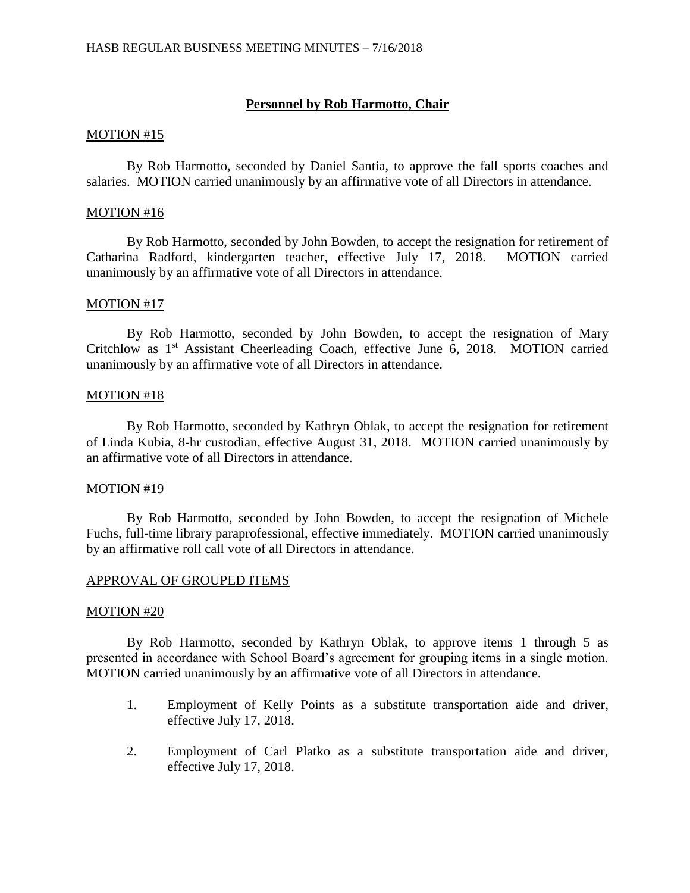## **Personnel by Rob Harmotto, Chair**

MOTION #15

By Rob Harmotto, seconded by Daniel Santia, to approve the fall sports coaches and salaries. MOTION carried unanimously by an affirmative vote of all Directors in attendance.

MOTION #16

By Rob Harmotto, seconded by John Bowden, to accept the resignation for retirement of Catharina Radford, kindergarten teacher, effective July 17, 2018. MOTION carried unanimously by an affirmative vote of all Directors in attendance.

MOTION #17

By Rob Harmotto, seconded by John Bowden, to accept the resignation of Mary Critchlow as 1st Assistant Cheerleading Coach, effective June 6, 2018. MOTION carried unanimously by an affirmative vote of all Directors in attendance.

MOTION #18

By Rob Harmotto, seconded by Kathryn Oblak, to accept the resignation for retirement of Linda Kubia, 8-hr custodian, effective August 31, 2018. MOTION carried unanimously by an affirmative vote of all Directors in attendance.

MOTION #19

By Rob Harmotto, seconded by John Bowden, to accept the resignation of Michele Fuchs, full-time library paraprofessional, effective immediately. MOTION carried unanimously by an affirmative roll call vote of all Directors in attendance.

APPROVAL OF GROUPED ITEMS

MOTION #20

By Rob Harmotto, seconded by Kathryn Oblak, to approve items 1 through 5 as presented in accordance with School Board's agreement for grouping items in a single motion. MOTION carried unanimously by an affirmative vote of all Directors in attendance.

1. Employment of Kelly Points as a substitute transportation aide and driver, effective July 17, 2018.
2. Employment of Carl Platko as a substitute transportation aide and driver, effective July 17, 2018.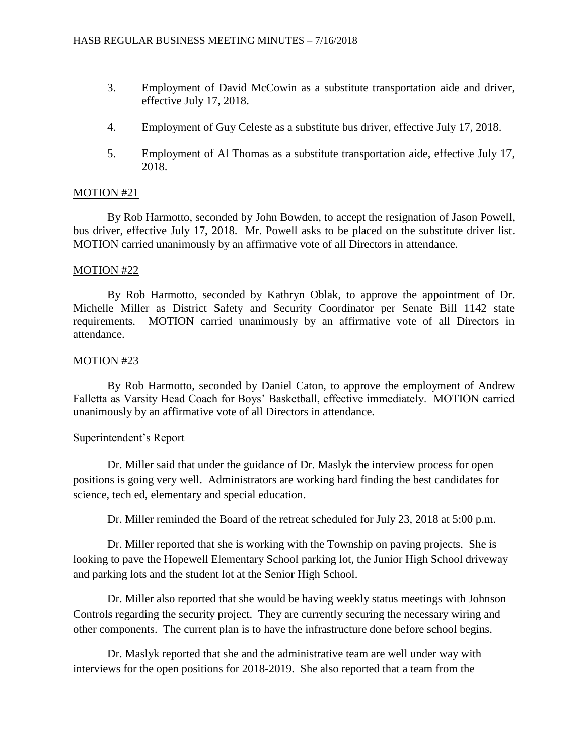3. Employment of David McCowin as a substitute transportation aide and driver, effective July 17, 2018.

4. Employment of Guy Celeste as a substitute bus driver, effective July 17, 2018.

5. Employment of Al Thomas as a substitute transportation aide, effective July 17, 2018.

MOTION #21

By Rob Harmotto, seconded by John Bowden, to accept the resignation of Jason Powell, bus driver, effective July 17, 2018. Mr. Powell asks to be placed on the substitute driver list. MOTION carried unanimously by an affirmative vote of all Directors in attendance.

MOTION #22

By Rob Harmotto, seconded by Kathryn Oblak, to approve the appointment of Dr. Michelle Miller as District Safety and Security Coordinator per Senate Bill 1142 state requirements. MOTION carried unanimously by an affirmative vote of all Directors in attendance.

MOTION #23

By Rob Harmotto, seconded by Daniel Caton, to approve the employment of Andrew Falletta as Varsity Head Coach for Boys' Basketball, effective immediately. MOTION carried unanimously by an affirmative vote of all Directors in attendance.

Superintendent's Report

Dr. Miller said that under the guidance of Dr. Maslyk the interview process for open positions is going very well. Administrators are working hard finding the best candidates for science, tech ed, elementary and special education.

Dr. Miller reminded the Board of the retreat scheduled for July 23, 2018 at 5:00 p.m.

Dr. Miller reported that she is working with the Township on paving projects. She is looking to pave the Hopewell Elementary School parking lot, the Junior High School driveway and parking lots and the student lot at the Senior High School.

Dr. Miller also reported that she would be having weekly status meetings with Johnson Controls regarding the security project. They are currently securing the necessary wiring and other components. The current plan is to have the infrastructure done before school begins.

Dr. Maslyk reported that she and the administrative team are well under way with interviews for the open positions for 2018-2019. She also reported that a team from the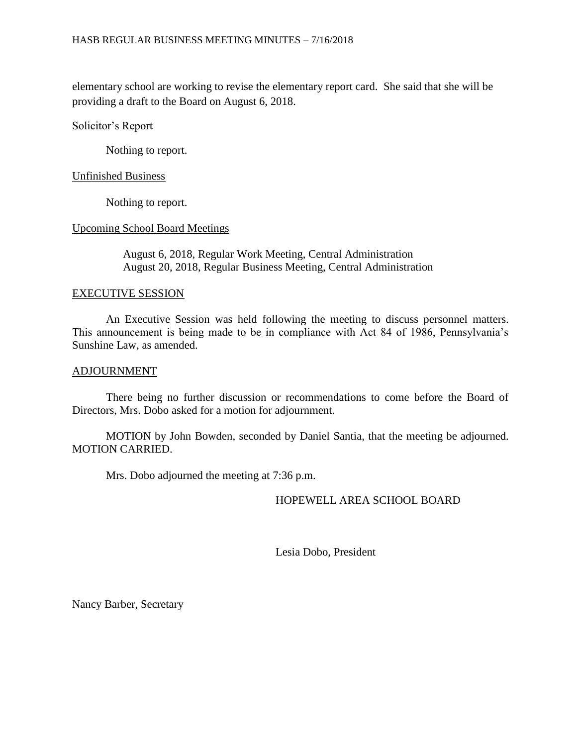elementary school are working to revise the elementary report card. She said that she will be providing a draft to the Board on August 6, 2018.

Solicitor's Report

Nothing to report.

Unfinished Business

Nothing to report.

Upcoming School Board Meetings

August 6, 2018, Regular Work Meeting, Central Administration
August 20, 2018, Regular Business Meeting, Central Administration

## EXECUTIVE SESSION

An Executive Session was held following the meeting to discuss personnel matters. This announcement is being made to be in compliance with Act 84 of 1986, Pennsylvania's Sunshine Law, as amended.

## ADJOURNMENT

There being no further discussion or recommendations to come before the Board of Directors, Mrs. Dobo asked for a motion for adjournment.

MOTION by John Bowden, seconded by Daniel Santia, that the meeting be adjourned. MOTION CARRIED.

Mrs. Dobo adjourned the meeting at 7:36 p.m.

HOPEWELL AREA SCHOOL BOARD

Lesia Dobo, President

Nancy Barber, Secretary